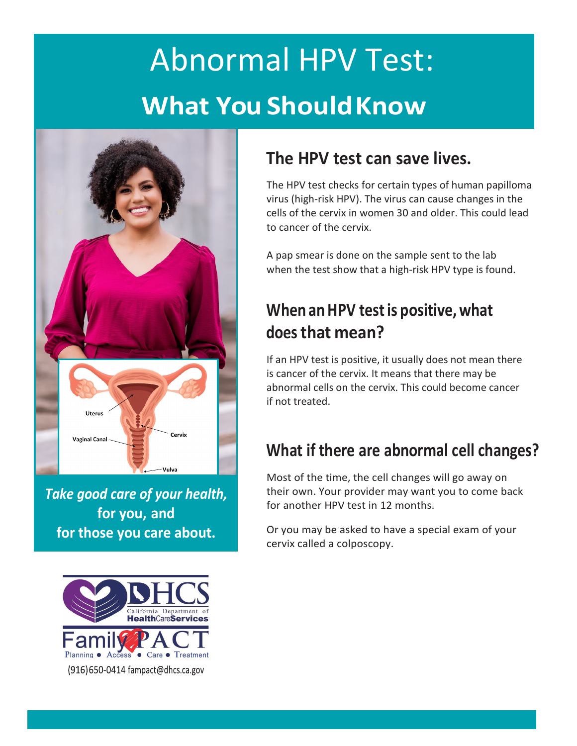# Abnormal HPV Test:

## What You Should Know

Uterus

Vaginal Canal

Cervix

Vulva

*Take good care of your health,*
**for you, and**
**for those you care about.**

DHCS California Department of HealthCareServices

Family PACT Planning ● Access ● Care ● Treatment

(916)650-0414 fampact@dhcs.ca.gov

## The HPV test can save lives.

The HPV test checks for certain types of human papilloma virus (high-risk HPV). The virus can cause changes in the cells of the cervix in women 30 and older. This could lead to cancer of the cervix.

A pap smear is done on the sample sent to the lab when the test show that a high-risk HPV type is found.

## When an HPV test is positive, what does that mean?

If an HPV test is positive, it usually does not mean there is cancer of the cervix. It means that there may be abnormal cells on the cervix. This could become cancer if not treated.

## What if there are abnormal cell changes?

Most of the time, the cell changes will go away on their own. Your provider may want you to come back for another HPV test in 12 months.

Or you may be asked to have a special exam of your cervix called a colposcopy.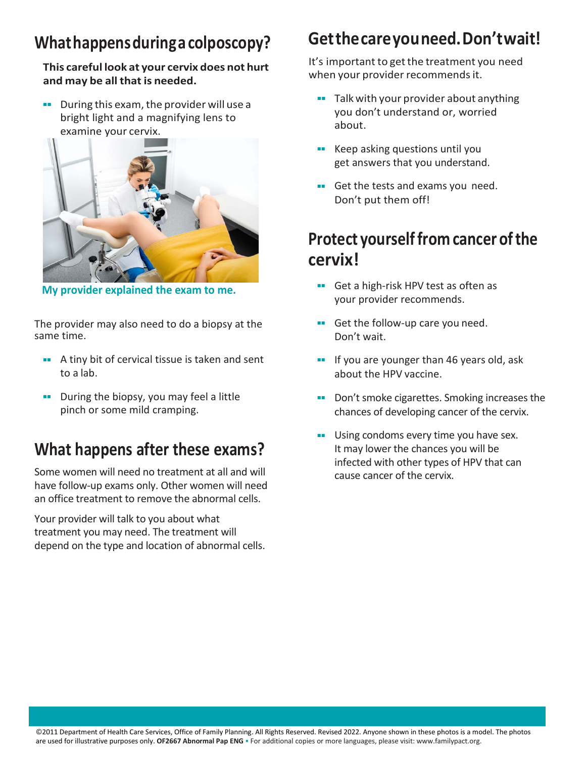## What happens during a colposcopy?

**This careful look at your cervix does not hurt and may be all that is needed.**

- During this exam, the provider will use a bright light and a magnifying lens to examine your cervix.

**My provider explained the exam to me.**

The provider may also need to do a biopsy at the same time.

- A tiny bit of cervical tissue is taken and sent to a lab.
- During the biopsy, you may feel a little pinch or some mild cramping.

## What happens after these exams?

Some women will need no treatment at all and will have follow-up exams only. Other women will need an office treatment to remove the abnormal cells.

Your provider will talk to you about what treatment you may need. The treatment will depend on the type and location of abnormal cells.

## Get the care you need. Don't wait!

It's important to get the treatment you need when your provider recommends it.

- Talk with your provider about anything you don't understand or, worried about.
- Keep asking questions until you get answers that you understand.
- Get the tests and exams you need. Don't put them off!

## Protect yourself from cancer of the cervix!

- Get a high-risk HPV test as often as your provider recommends.
- Get the follow-up care you need. Don't wait.
- If you are younger than 46 years old, ask about the HPV vaccine.
- Don't smoke cigarettes. Smoking increases the chances of developing cancer of the cervix.
- Using condoms every time you have sex. It may lower the chances you will be infected with other types of HPV that can cause cancer of the cervix.

©2011 Department of Health Care Services, Office of Family Planning. All Rights Reserved. Revised 2022. Anyone shown in these photos is a model. The photos are used for illustrative purposes only. **OF2667 Abnormal Pap ENG** • For additional copies or more languages, please visit: www.familypact.org.